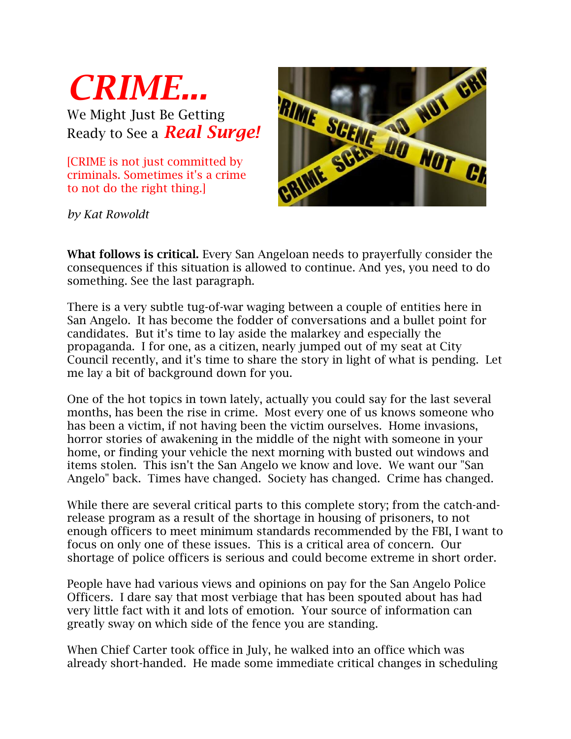# *CRIME...*

We Might Just Be Getting Ready to See a ***Real Surge!***

[CRIME is not just committed by criminals. Sometimes it's a crime to not do the right thing.]

*by Kat Rowoldt*

**What follows is critical.** Every San Angeloan needs to prayerfully consider the consequences if this situation is allowed to continue. And yes, you need to do something. See the last paragraph.

There is a very subtle tug-of-war waging between a couple of entities here in San Angelo. It has become the fodder of conversations and a bullet point for candidates. But it's time to lay aside the malarkey and especially the propaganda. I for one, as a citizen, nearly jumped out of my seat at City Council recently, and it's time to share the story in light of what is pending. Let me lay a bit of background down for you.

One of the hot topics in town lately, actually you could say for the last several months, has been the rise in crime. Most every one of us knows someone who has been a victim, if not having been the victim ourselves. Home invasions, horror stories of awakening in the middle of the night with someone in your home, or finding your vehicle the next morning with busted out windows and items stolen. This isn't the San Angelo we know and love. We want our "San Angelo" back. Times have changed. Society has changed. Crime has changed.

While there are several critical parts to this complete story; from the catch-and-release program as a result of the shortage in housing of prisoners, to not enough officers to meet minimum standards recommended by the FBI, I want to focus on only one of these issues. This is a critical area of concern. Our shortage of police officers is serious and could become extreme in short order.

People have had various views and opinions on pay for the San Angelo Police Officers. I dare say that most verbiage that has been spouted about has had very little fact with it and lots of emotion. Your source of information can greatly sway on which side of the fence you are standing.

When Chief Carter took office in July, he walked into an office which was already short-handed. He made some immediate critical changes in scheduling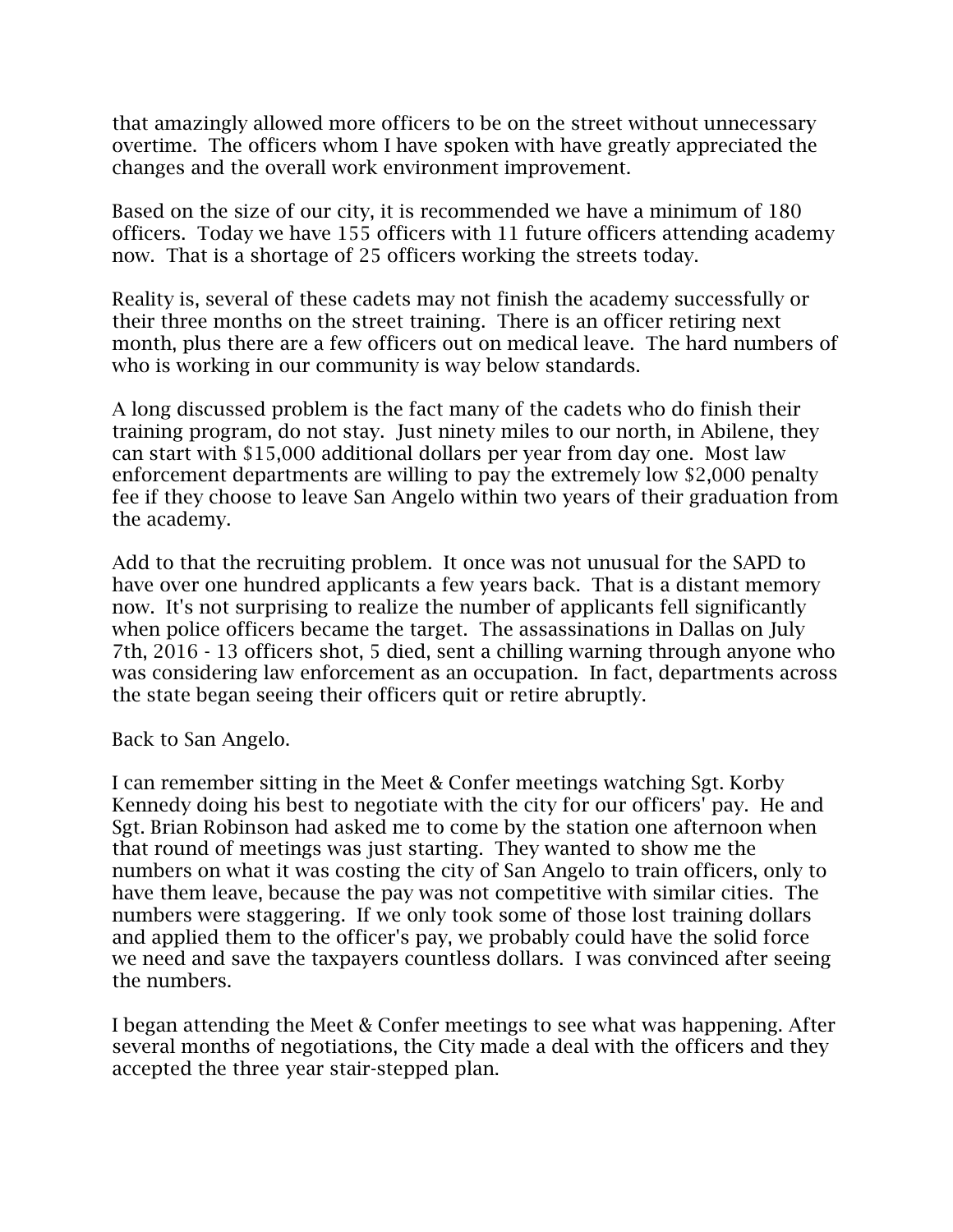that amazingly allowed more officers to be on the street without unnecessary overtime. The officers whom I have spoken with have greatly appreciated the changes and the overall work environment improvement.

Based on the size of our city, it is recommended we have a minimum of 180 officers. Today we have 155 officers with 11 future officers attending academy now. That is a shortage of 25 officers working the streets today.

Reality is, several of these cadets may not finish the academy successfully or their three months on the street training. There is an officer retiring next month, plus there are a few officers out on medical leave. The hard numbers of who is working in our community is way below standards.

A long discussed problem is the fact many of the cadets who do finish their training program, do not stay. Just ninety miles to our north, in Abilene, they can start with $15,000 additional dollars per year from day one. Most law enforcement departments are willing to pay the extremely low $2,000 penalty fee if they choose to leave San Angelo within two years of their graduation from the academy.

Add to that the recruiting problem. It once was not unusual for the SAPD to have over one hundred applicants a few years back. That is a distant memory now. It's not surprising to realize the number of applicants fell significantly when police officers became the target. The assassinations in Dallas on July 7th, 2016 - 13 officers shot, 5 died, sent a chilling warning through anyone who was considering law enforcement as an occupation. In fact, departments across the state began seeing their officers quit or retire abruptly.

Back to San Angelo.

I can remember sitting in the Meet & Confer meetings watching Sgt. Korby Kennedy doing his best to negotiate with the city for our officers' pay. He and Sgt. Brian Robinson had asked me to come by the station one afternoon when that round of meetings was just starting. They wanted to show me the numbers on what it was costing the city of San Angelo to train officers, only to have them leave, because the pay was not competitive with similar cities. The numbers were staggering. If we only took some of those lost training dollars and applied them to the officer's pay, we probably could have the solid force we need and save the taxpayers countless dollars. I was convinced after seeing the numbers.

I began attending the Meet & Confer meetings to see what was happening. After several months of negotiations, the City made a deal with the officers and they accepted the three year stair-stepped plan.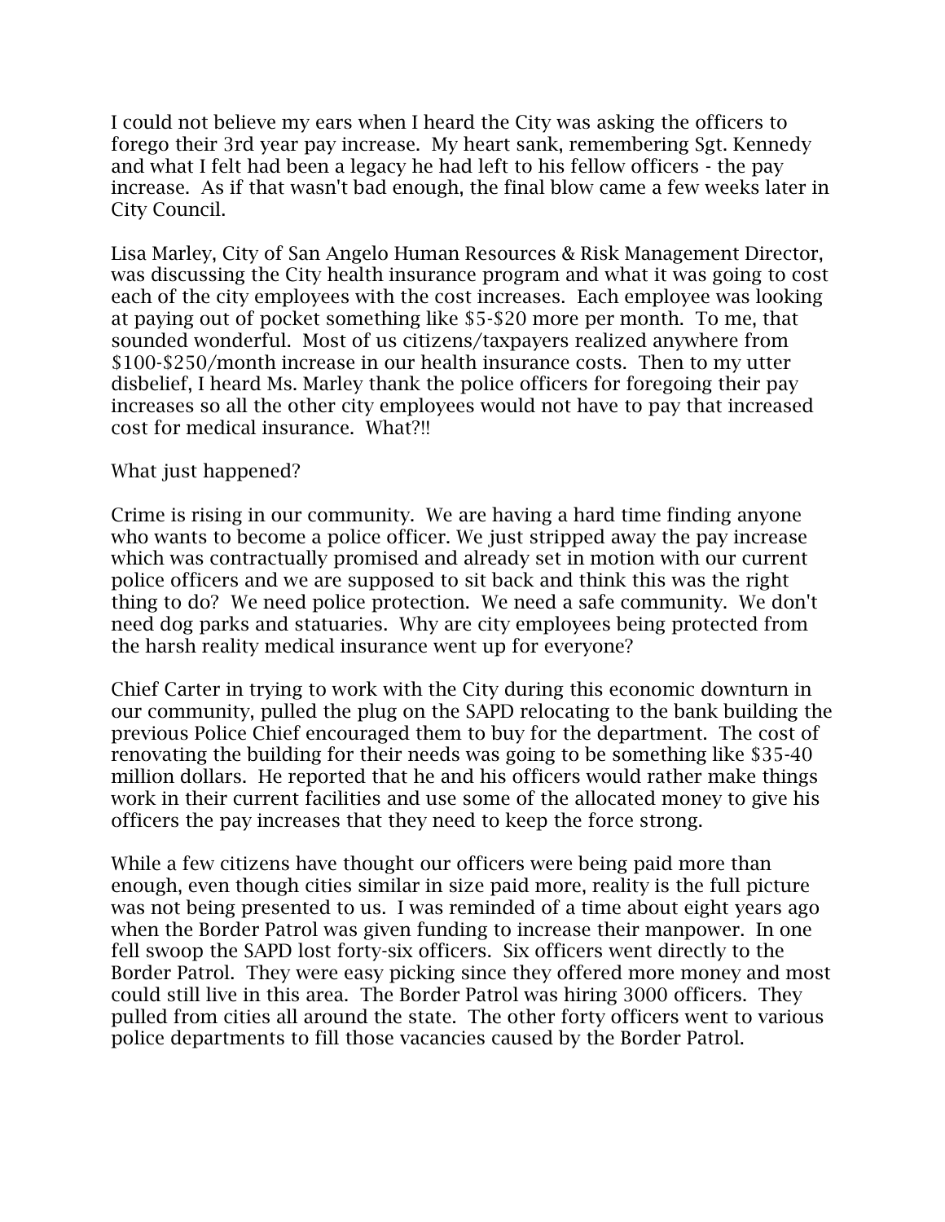I could not believe my ears when I heard the City was asking the officers to forego their 3rd year pay increase. My heart sank, remembering Sgt. Kennedy and what I felt had been a legacy he had left to his fellow officers - the pay increase. As if that wasn't bad enough, the final blow came a few weeks later in City Council.

Lisa Marley, City of San Angelo Human Resources & Risk Management Director, was discussing the City health insurance program and what it was going to cost each of the city employees with the cost increases. Each employee was looking at paying out of pocket something like $5-$20 more per month. To me, that sounded wonderful. Most of us citizens/taxpayers realized anywhere from $100-$250/month increase in our health insurance costs. Then to my utter disbelief, I heard Ms. Marley thank the police officers for foregoing their pay increases so all the other city employees would not have to pay that increased cost for medical insurance. What?!!

What just happened?

Crime is rising in our community. We are having a hard time finding anyone who wants to become a police officer. We just stripped away the pay increase which was contractually promised and already set in motion with our current police officers and we are supposed to sit back and think this was the right thing to do? We need police protection. We need a safe community. We don't need dog parks and statuaries. Why are city employees being protected from the harsh reality medical insurance went up for everyone?

Chief Carter in trying to work with the City during this economic downturn in our community, pulled the plug on the SAPD relocating to the bank building the previous Police Chief encouraged them to buy for the department. The cost of renovating the building for their needs was going to be something like $35-40 million dollars. He reported that he and his officers would rather make things work in their current facilities and use some of the allocated money to give his officers the pay increases that they need to keep the force strong.

While a few citizens have thought our officers were being paid more than enough, even though cities similar in size paid more, reality is the full picture was not being presented to us. I was reminded of a time about eight years ago when the Border Patrol was given funding to increase their manpower. In one fell swoop the SAPD lost forty-six officers. Six officers went directly to the Border Patrol. They were easy picking since they offered more money and most could still live in this area. The Border Patrol was hiring 3000 officers. They pulled from cities all around the state. The other forty officers went to various police departments to fill those vacancies caused by the Border Patrol.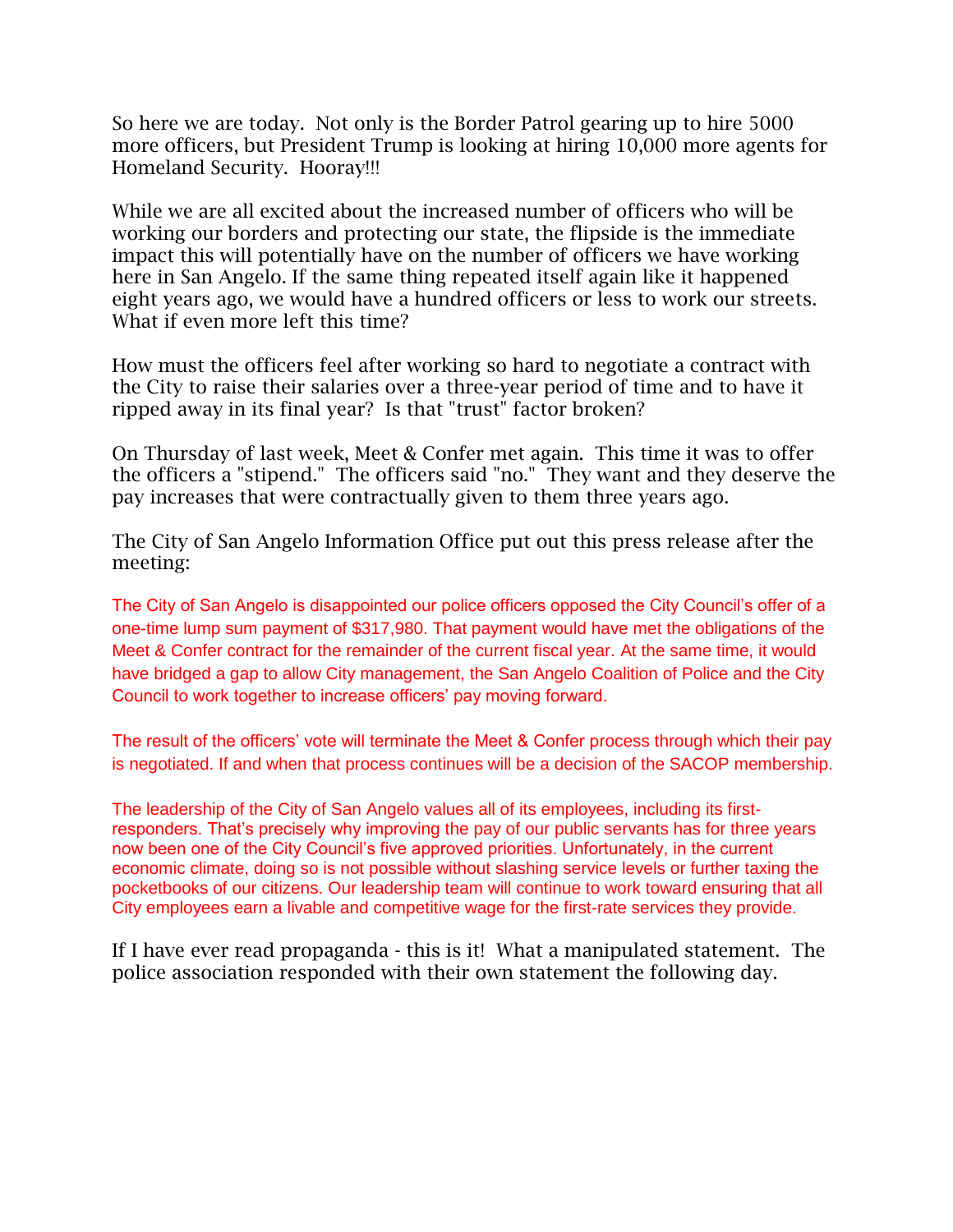So here we are today. Not only is the Border Patrol gearing up to hire 5000 more officers, but President Trump is looking at hiring 10,000 more agents for Homeland Security. Hooray!!!

While we are all excited about the increased number of officers who will be working our borders and protecting our state, the flipside is the immediate impact this will potentially have on the number of officers we have working here in San Angelo. If the same thing repeated itself again like it happened eight years ago, we would have a hundred officers or less to work our streets. What if even more left this time?

How must the officers feel after working so hard to negotiate a contract with the City to raise their salaries over a three-year period of time and to have it ripped away in its final year? Is that "trust" factor broken?

On Thursday of last week, Meet & Confer met again. This time it was to offer the officers a "stipend." The officers said "no." They want and they deserve the pay increases that were contractually given to them three years ago.

The City of San Angelo Information Office put out this press release after the meeting:

The City of San Angelo is disappointed our police officers opposed the City Council's offer of a one-time lump sum payment of $317,980. That payment would have met the obligations of the Meet & Confer contract for the remainder of the current fiscal year. At the same time, it would have bridged a gap to allow City management, the San Angelo Coalition of Police and the City Council to work together to increase officers' pay moving forward.

The result of the officers' vote will terminate the Meet & Confer process through which their pay is negotiated. If and when that process continues will be a decision of the SACOP membership.

The leadership of the City of San Angelo values all of its employees, including its first-responders. That's precisely why improving the pay of our public servants has for three years now been one of the City Council's five approved priorities. Unfortunately, in the current economic climate, doing so is not possible without slashing service levels or further taxing the pocketbooks of our citizens. Our leadership team will continue to work toward ensuring that all City employees earn a livable and competitive wage for the first-rate services they provide.

If I have ever read propaganda - this is it! What a manipulated statement. The police association responded with their own statement the following day.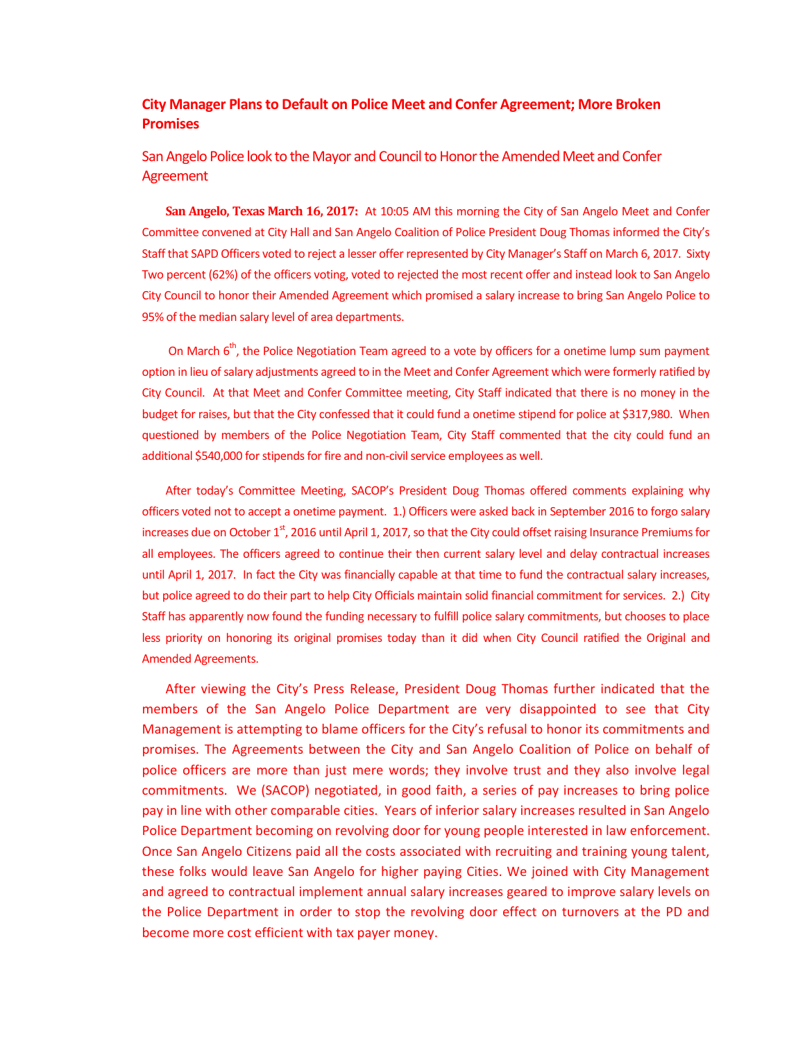## City Manager Plans to Default on Police Meet and Confer Agreement; More Broken Promises

### San Angelo Police look to the Mayor and Council to Honor the Amended Meet and Confer Agreement

**San Angelo, Texas March 16, 2017:** At 10:05 AM this morning the City of San Angelo Meet and Confer Committee convened at City Hall and San Angelo Coalition of Police President Doug Thomas informed the City's Staff that SAPD Officers voted to reject a lesser offer represented by City Manager's Staff on March 6, 2017. Sixty Two percent (62%) of the officers voting, voted to rejected the most recent offer and instead look to San Angelo City Council to honor their Amended Agreement which promised a salary increase to bring San Angelo Police to 95% of the median salary level of area departments.

On March 6th, the Police Negotiation Team agreed to a vote by officers for a onetime lump sum payment option in lieu of salary adjustments agreed to in the Meet and Confer Agreement which were formerly ratified by City Council. At that Meet and Confer Committee meeting, City Staff indicated that there is no money in the budget for raises, but that the City confessed that it could fund a onetime stipend for police at $317,980. When questioned by members of the Police Negotiation Team, City Staff commented that the city could fund an additional $540,000 for stipends for fire and non-civil service employees as well.

After today's Committee Meeting, SACOP's President Doug Thomas offered comments explaining why officers voted not to accept a onetime payment. 1.) Officers were asked back in September 2016 to forgo salary increases due on October 1st, 2016 until April 1, 2017, so that the City could offset raising Insurance Premiums for all employees. The officers agreed to continue their then current salary level and delay contractual increases until April 1, 2017. In fact the City was financially capable at that time to fund the contractual salary increases, but police agreed to do their part to help City Officials maintain solid financial commitment for services. 2.) City Staff has apparently now found the funding necessary to fulfill police salary commitments, but chooses to place less priority on honoring its original promises today than it did when City Council ratified the Original and Amended Agreements.

After viewing the City's Press Release, President Doug Thomas further indicated that the members of the San Angelo Police Department are very disappointed to see that City Management is attempting to blame officers for the City's refusal to honor its commitments and promises. The Agreements between the City and San Angelo Coalition of Police on behalf of police officers are more than just mere words; they involve trust and they also involve legal commitments. We (SACOP) negotiated, in good faith, a series of pay increases to bring police pay in line with other comparable cities. Years of inferior salary increases resulted in San Angelo Police Department becoming on revolving door for young people interested in law enforcement. Once San Angelo Citizens paid all the costs associated with recruiting and training young talent, these folks would leave San Angelo for higher paying Cities. We joined with City Management and agreed to contractual implement annual salary increases geared to improve salary levels on the Police Department in order to stop the revolving door effect on turnovers at the PD and become more cost efficient with tax payer money.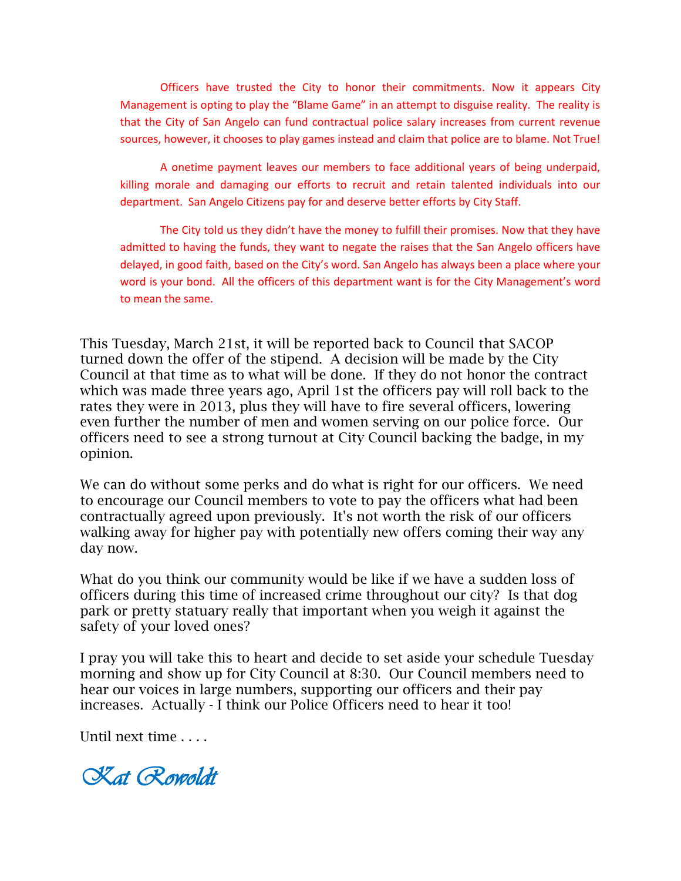> Officers have trusted the City to honor their commitments. Now it appears City Management is opting to play the "Blame Game" in an attempt to disguise reality. The reality is that the City of San Angelo can fund contractual police salary increases from current revenue sources, however, it chooses to play games instead and claim that police are to blame. Not True!
>
> A onetime payment leaves our members to face additional years of being underpaid, killing morale and damaging our efforts to recruit and retain talented individuals into our department. San Angelo Citizens pay for and deserve better efforts by City Staff.
>
> The City told us they didn't have the money to fulfill their promises. Now that they have admitted to having the funds, they want to negate the raises that the San Angelo officers have delayed, in good faith, based on the City's word. San Angelo has always been a place where your word is your bond. All the officers of this department want is for the City Management's word to mean the same.

This Tuesday, March 21st, it will be reported back to Council that SACOP turned down the offer of the stipend. A decision will be made by the City Council at that time as to what will be done. If they do not honor the contract which was made three years ago, April 1st the officers pay will roll back to the rates they were in 2013, plus they will have to fire several officers, lowering even further the number of men and women serving on our police force. Our officers need to see a strong turnout at City Council backing the badge, in my opinion.

We can do without some perks and do what is right for our officers. We need to encourage our Council members to vote to pay the officers what had been contractually agreed upon previously. It's not worth the risk of our officers walking away for higher pay with potentially new offers coming their way any day now.

What do you think our community would be like if we have a sudden loss of officers during this time of increased crime throughout our city? Is that dog park or pretty statuary really that important when you weigh it against the safety of your loved ones?

I pray you will take this to heart and decide to set aside your schedule Tuesday morning and show up for City Council at 8:30. Our Council members need to hear our voices in large numbers, supporting our officers and their pay increases. Actually - I think our Police Officers need to hear it too!

Until next time . . . .

*Kat Rowoldt*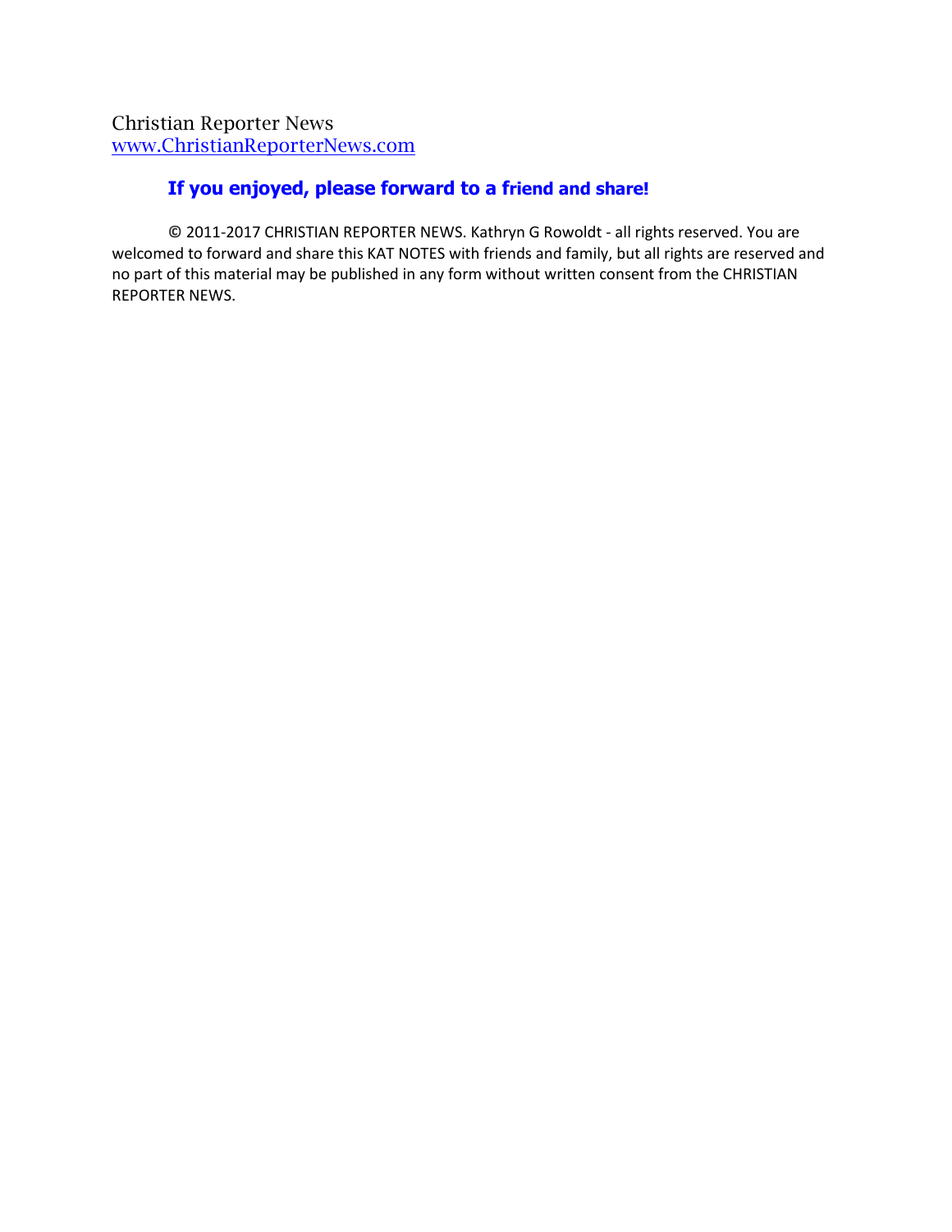Christian Reporter News
www.ChristianReporterNews.com

**If you enjoyed, please forward to a friend and share!**

© 2011-2017 CHRISTIAN REPORTER NEWS. Kathryn G Rowoldt - all rights reserved. You are welcomed to forward and share this KAT NOTES with friends and family, but all rights are reserved and no part of this material may be published in any form without written consent from the CHRISTIAN REPORTER NEWS.